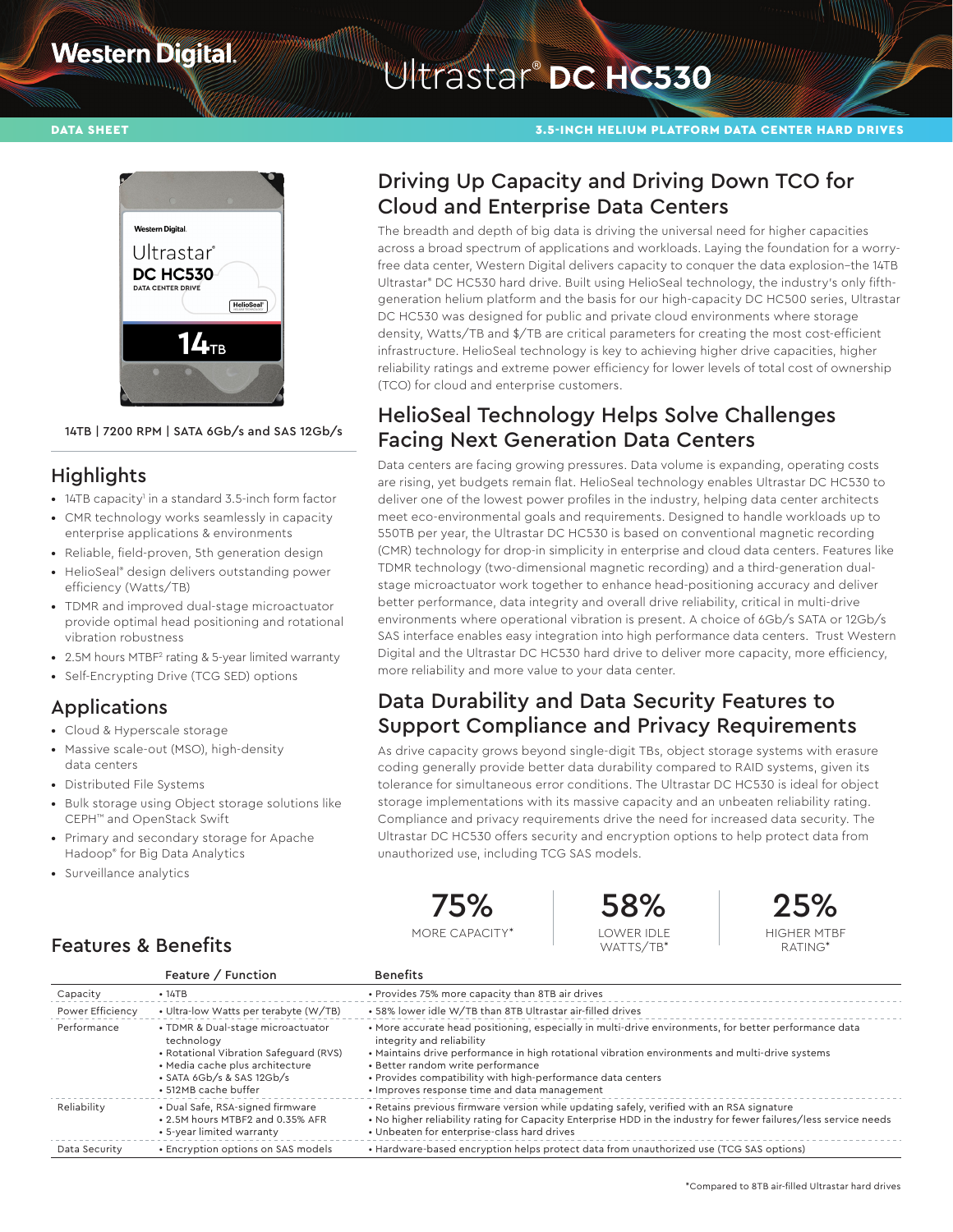# Western Digital. Ultrastar® DC HC530

DATA SHEET

3.5-INCH HELIUM PLATFORM DATA CENTER HARD DRIVES

14TB | 7200 RPM | SATA 6Gb/s and SAS 12Gb/s

## Highlights

- 14TB capacity[1] in a standard 3.5-inch form factor
- CMR technology works seamlessly in capacity enterprise applications & environments
- Reliable, field-proven, 5th generation design
- HelioSeal® design delivers outstanding power efficiency (Watts/TB)
- TDMR and improved dual-stage microactuator provide optimal head positioning and rotational vibration robustness
- 2.5M hours MTBF[2] rating & 5-year limited warranty
- Self-Encrypting Drive (TCG SED) options

## Applications

- Cloud & Hyperscale storage
- Massive scale-out (MSO), high-density data centers
- Distributed File Systems
- Bulk storage using Object storage solutions like CEPH™ and OpenStack Swift
- Primary and secondary storage for Apache Hadoop® for Big Data Analytics
- Surveillance analytics

## Driving Up Capacity and Driving Down TCO for Cloud and Enterprise Data Centers

The breadth and depth of big data is driving the universal need for higher capacities across a broad spectrum of applications and workloads. Laying the foundation for a worry-free data center, Western Digital delivers capacity to conquer the data explosion–the 14TB Ultrastar® DC HC530 hard drive. Built using HelioSeal technology, the industry's only fifth-generation helium platform and the basis for our high-capacity DC HC500 series, Ultrastar DC HC530 was designed for public and private cloud environments where storage density, Watts/TB and $/TB are critical parameters for creating the most cost-efficient infrastructure. HelioSeal technology is key to achieving higher drive capacities, higher reliability ratings and extreme power efficiency for lower levels of total cost of ownership (TCO) for cloud and enterprise customers.

## HelioSeal Technology Helps Solve Challenges Facing Next Generation Data Centers

Data centers are facing growing pressures. Data volume is expanding, operating costs are rising, yet budgets remain flat. HelioSeal technology enables Ultrastar DC HC530 to deliver one of the lowest power profiles in the industry, helping data center architects meet eco-environmental goals and requirements. Designed to handle workloads up to 550TB per year, the Ultrastar DC HC530 is based on conventional magnetic recording (CMR) technology for drop-in simplicity in enterprise and cloud data centers. Features like TDMR technology (two-dimensional magnetic recording) and a third-generation dual-stage microactuator work together to enhance head-positioning accuracy and deliver better performance, data integrity and overall drive reliability, critical in multi-drive environments where operational vibration is present. A choice of 6Gb/s SATA or 12Gb/s SAS interface enables easy integration into high performance data centers. Trust Western Digital and the Ultrastar DC HC530 hard drive to deliver more capacity, more efficiency, more reliability and more value to your data center.

## Data Durability and Data Security Features to Support Compliance and Privacy Requirements

As drive capacity grows beyond single-digit TBs, object storage systems with erasure coding generally provide better data durability compared to RAID systems, given its tolerance for simultaneous error conditions. The Ultrastar DC HC530 is ideal for object storage implementations with its massive capacity and an unbeaten reliability rating. Compliance and privacy requirements drive the need for increased data security. The Ultrastar DC HC530 offers security and encryption options to help protect data from unauthorized use, including TCG SAS models.

**75%** MORE CAPACITY*

**58%** LOWER IDLE WATTS/TB*

**25%** HIGHER MTBF RATING*

## Features & Benefits

| | Feature / Function | Benefits |
|---|---|---|
| Capacity | • 14TB | • Provides 75% more capacity than 8TB air drives |
| Power Efficiency | • Ultra-low Watts per terabyte (W/TB) | • 58% lower idle W/TB than 8TB Ultrastar air-filled drives |
| Performance | • TDMR & Dual-stage microactuator technology<br>• Rotational Vibration Safeguard (RVS)<br>• Media cache plus architecture<br>• SATA 6Gb/s & SAS 12Gb/s<br>• 512MB cache buffer | • More accurate head positioning, especially in multi-drive environments, for better performance data integrity and reliability<br>• Maintains drive performance in high rotational vibration environments and multi-drive systems<br>• Better random write performance<br>• Provides compatibility with high-performance data centers<br>• Improves response time and data management |
| Reliability | • Dual Safe, RSA-signed firmware<br>• 2.5M hours MTBF2 and 0.35% AFR<br>• 5-year limited warranty | • Retains previous firmware version while updating safely, verified with an RSA signature<br>• No higher reliability rating for Capacity Enterprise HDD in the industry for fewer failures/less service needs<br>• Unbeaten for enterprise-class hard drives |
| Data Security | • Encryption options on SAS models | • Hardware-based encryption helps protect data from unauthorized use (TCG SAS options) |

*Compared to 8TB air-filled Ultrastar hard drives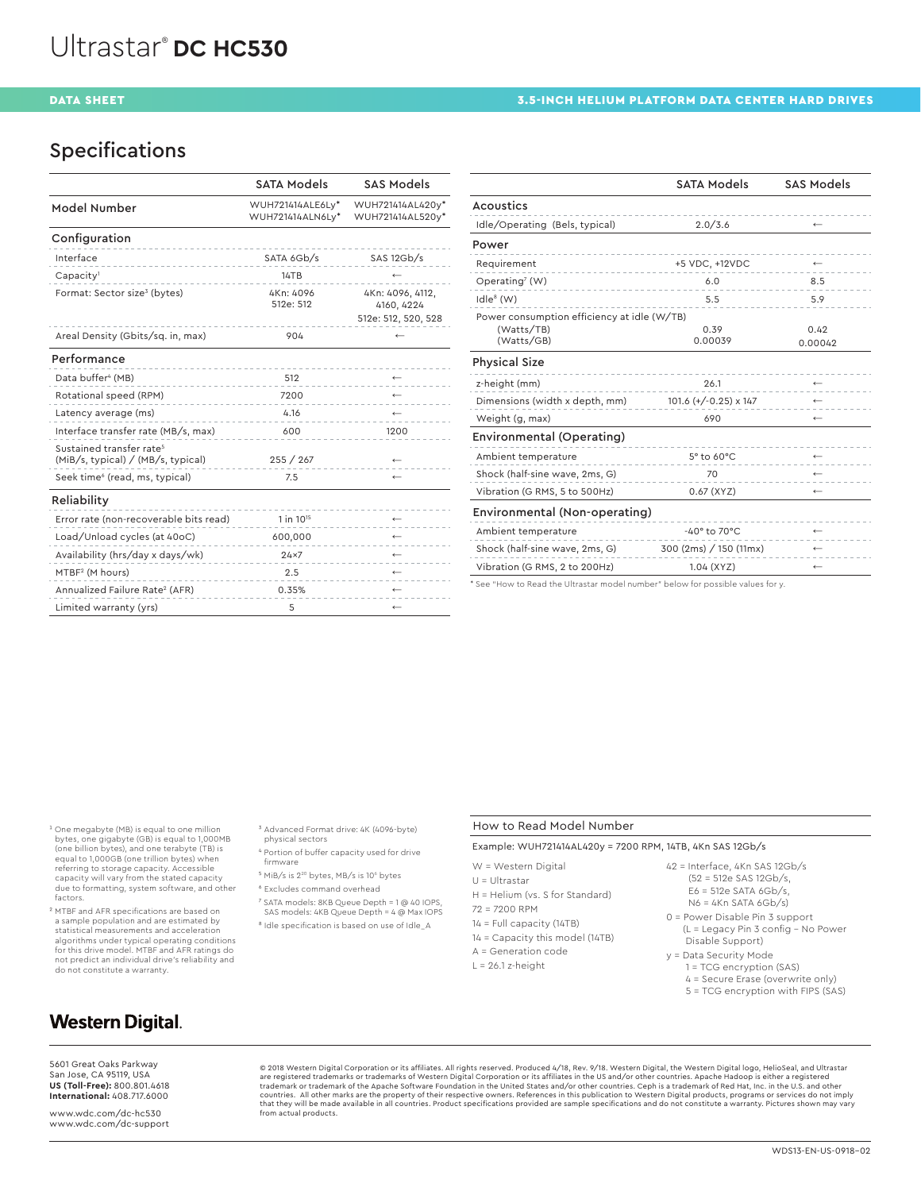# Ultrastar® DC HC530

**DATA SHEET** — **3.5-INCH HELIUM PLATFORM DATA CENTER HARD DRIVES**

## Specifications

| | SATA Models | SAS Models |
|---|---|---|
| **Model Number** | WUH721414ALE6Ly* WUH721414ALN6Ly* | WUH721414AL420y* WUH721414AL520y* |
| **Configuration** | | |
| Interface | SATA 6Gb/s | SAS 12Gb/s |
| Capacity[1] | 14TB | ← |
| Format: Sector size[3] (bytes) | 4Kn: 4096 512e: 512 | 4Kn: 4096, 4112, 4160, 4224 512e: 512, 520, 528 |
| Areal Density (Gbits/sq. in, max) | 904 | ← |
| **Performance** | | |
| Data buffer[4] (MB) | 512 | ← |
| Rotational speed (RPM) | 7200 | ← |
| Latency average (ms) | 4.16 | ← |
| Interface transfer rate (MB/s, max) | 600 | 1200 |
| Sustained transfer rate[5] (MiB/s, typical) / (MB/s, typical) | 255 / 267 | ← |
| Seek time[6] (read, ms, typical) | 7.5 | ← |
| **Reliability** | | |
| Error rate (non-recoverable bits read) | 1 in $10^{15}$ | ← |
| Load/Unload cycles (at 40oC) | 600,000 | ← |
| Availability (hrs/day x days/wk) | 24×7 | ← |
| MTBF[2] (M hours) | 2.5 | ← |
| Annualized Failure Rate[2] (AFR) | 0.35% | ← |
| Limited warranty (yrs) | 5 | ← |

| | SATA Models | SAS Models |
|---|---|---|
| **Acoustics** | | |
| Idle/Operating (Bels, typical) | 2.0/3.6 | ← |
| **Power** | | |
| Requirement | +5 VDC, +12VDC | ← |
| Operating[7] (W) | 6.0 | 8.5 |
| Idle[8] (W) | 5.5 | 5.9 |
| Power consumption efficiency at idle (W/TB) (Watts/TB) (Watts/GB) | 0.39 0.00039 | 0.42 0.00042 |
| **Physical Size** | | |
| z-height (mm) | 26.1 | ← |
| Dimensions (width x depth, mm) | 101.6 (+/-0.25) x 147 | ← |
| Weight (g, max) | 690 | ← |
| **Environmental (Operating)** | | |
| Ambient temperature | 5° to 60°C | ← |
| Shock (half-sine wave, 2ms, G) | 70 | ← |
| Vibration (G RMS, 5 to 500Hz) | 0.67 (XYZ) | ← |
| **Environmental (Non-operating)** | | |
| Ambient temperature | -40° to 70°C | ← |
| Shock (half-sine wave, 2ms, G) | 300 (2ms) / 150 (11ms) | ← |
| Vibration (G RMS, 2 to 200Hz) | 1.04 (XYZ) | ← |

* See "How to Read the Ultrastar model number" below for possible values for y.

[1] One megabyte (MB) is equal to one million bytes, one gigabyte (GB) is equal to 1,000MB (one billion bytes), and one terabyte (TB) is equal to 1,000GB (one trillion bytes) when referring to storage capacity. Accessible capacity will vary from the stated capacity due to formatting, system software, and other factors.

[2] MTBF and AFR specifications are based on a sample population and are estimated by statistical measurements and acceleration algorithms under typical operating conditions for this drive model. MTBF and AFR ratings do not predict an individual drive's reliability and do not constitute a warranty.

[3] Advanced Format drive: 4K (4096-byte) physical sectors

[4] Portion of buffer capacity used for drive firmware

[5] MiB/s is $2^{20}$ bytes, MB/s is $10^6$ bytes

[6] Excludes command overhead

[7] SATA models: 8KB Queue Depth = 1 @ 40 IOPS, SAS models: 4KB Queue Depth = 4 @ Max IOPS

[8] Idle specification is based on use of Idle_A

### How to Read Model Number

Example: WUH721414AL420y = 7200 RPM, 14TB, 4Kn SAS 12Gb/s

W = Western Digital
U = Ultrastar
H = Helium (vs. S for Standard)
72 = 7200 RPM
14 = Full capacity (14TB)
14 = Capacity this model (14TB)
A = Generation code
L = 26.1 z-height
42 = Interface, 4Kn SAS 12Gb/s
(52 = 512e SAS 12Gb/s,
E6 = 512e SATA 6Gb/s,
N6 = 4Kn SATA 6Gb/s)
0 = Power Disable Pin 3 support
(L = Legacy Pin 3 config – No Power Disable Support)
y = Data Security Mode
1 = TCG encryption (SAS)
4 = Secure Erase (overwrite only)
5 = TCG encryption with FIPS (SAS)

**Western Digital.**

5601 Great Oaks Parkway
San Jose, CA 95119, USA
**US (Toll-Free):** 800.801.4618
**International:** 408.717.6000

www.wdc.com/dc-hc530
www.wdc.com/dc-support

© 2018 Western Digital Corporation or its affiliates. All rights reserved. Produced 4/18, Rev. 9/18. Western Digital, the Western Digital logo, HelioSeal, and Ultrastar are registered trademarks or trademarks of Western Digital Corporation or its affiliates in the US and/or other countries. Apache Hadoop is either a registered trademark or trademark of the Apache Software Foundation in the United States and/or other countries. Ceph is a trademark of Red Hat, Inc. in the U.S. and other countries. All other marks are the property of their respective owners. References in this publication to Western Digital products, programs or services do not imply that they will be made available in all countries. Product specifications provided are sample specifications and do not constitute a warranty. Pictures shown may vary from actual products.

WDS13-EN-US-0918-02